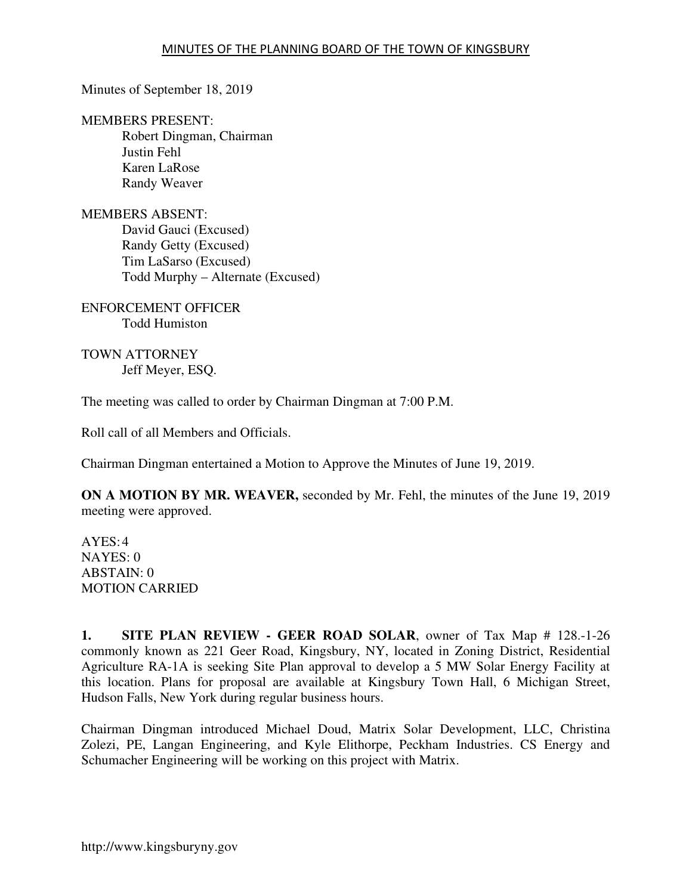# MINUTES OF THE PLANNING BOARD OF THE TOWN OF KINGSBURY

Minutes of September 18, 2019

MEMBERS PRESENT:
- Robert Dingman, Chairman
- Justin Fehl
- Karen LaRose
- Randy Weaver

MEMBERS ABSENT:
- David Gauci (Excused)
- Randy Getty (Excused)
- Tim LaSarso (Excused)
- Todd Murphy – Alternate (Excused)

ENFORCEMENT OFFICER
- Todd Humiston

TOWN ATTORNEY
- Jeff Meyer, ESQ.

The meeting was called to order by Chairman Dingman at 7:00 P.M.

Roll call of all Members and Officials.

Chairman Dingman entertained a Motion to Approve the Minutes of June 19, 2019.

**ON A MOTION BY MR. WEAVER,** seconded by Mr. Fehl, the minutes of the June 19, 2019 meeting were approved.

AYES: 4
NAYES: 0
ABSTAIN: 0
MOTION CARRIED

**1. SITE PLAN REVIEW - GEER ROAD SOLAR**, owner of Tax Map # 128.-1-26 commonly known as 221 Geer Road, Kingsbury, NY, located in Zoning District, Residential Agriculture RA-1A is seeking Site Plan approval to develop a 5 MW Solar Energy Facility at this location. Plans for proposal are available at Kingsbury Town Hall, 6 Michigan Street, Hudson Falls, New York during regular business hours.

Chairman Dingman introduced Michael Doud, Matrix Solar Development, LLC, Christina Zolezi, PE, Langan Engineering, and Kyle Elithorpe, Peckham Industries. CS Energy and Schumacher Engineering will be working on this project with Matrix.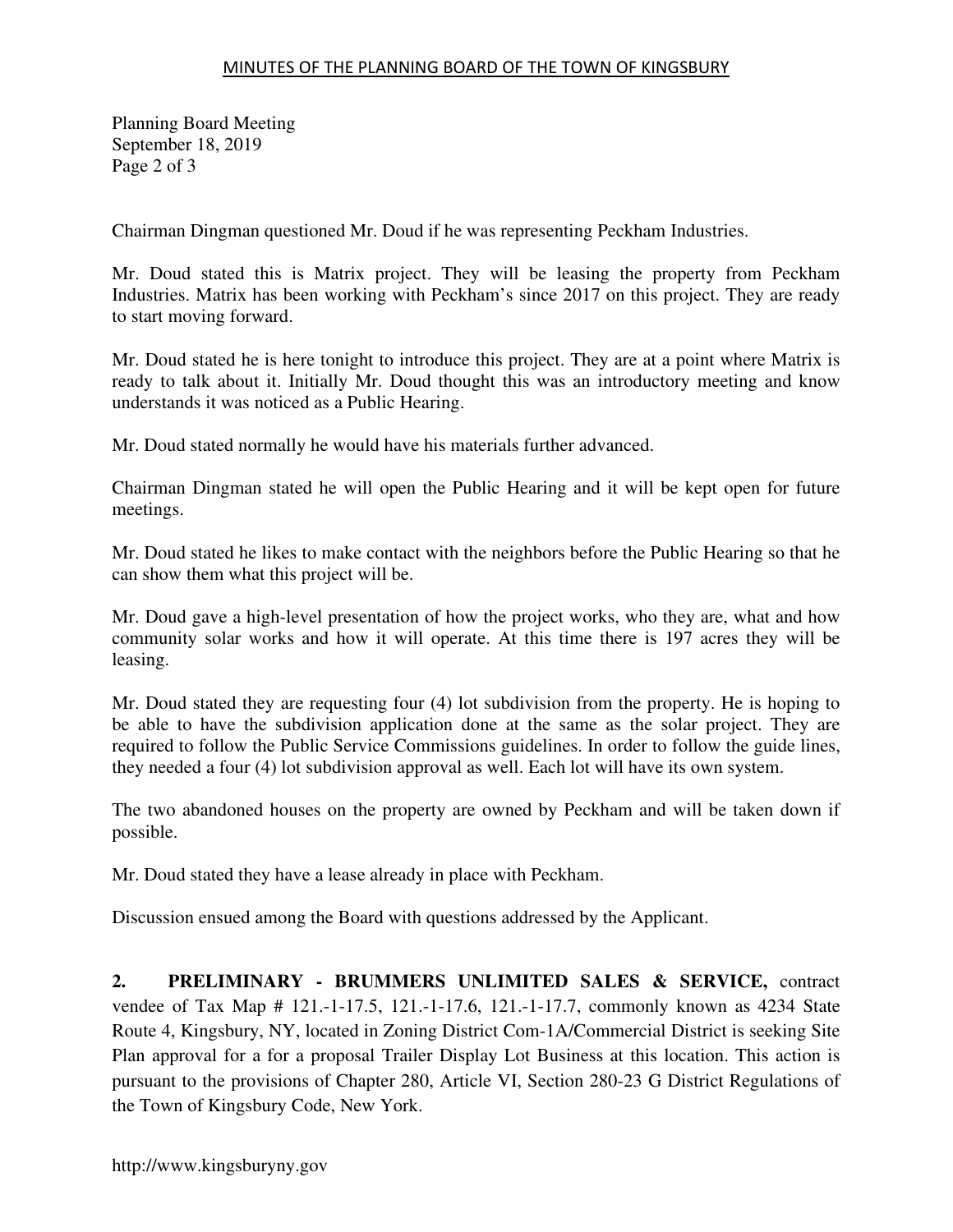Chairman Dingman questioned Mr. Doud if he was representing Peckham Industries.

Mr. Doud stated this is Matrix project. They will be leasing the property from Peckham Industries. Matrix has been working with Peckham's since 2017 on this project. They are ready to start moving forward.

Mr. Doud stated he is here tonight to introduce this project. They are at a point where Matrix is ready to talk about it. Initially Mr. Doud thought this was an introductory meeting and know understands it was noticed as a Public Hearing.

Mr. Doud stated normally he would have his materials further advanced.

Chairman Dingman stated he will open the Public Hearing and it will be kept open for future meetings.

Mr. Doud stated he likes to make contact with the neighbors before the Public Hearing so that he can show them what this project will be.

Mr. Doud gave a high-level presentation of how the project works, who they are, what and how community solar works and how it will operate. At this time there is 197 acres they will be leasing.

Mr. Doud stated they are requesting four (4) lot subdivision from the property. He is hoping to be able to have the subdivision application done at the same as the solar project. They are required to follow the Public Service Commissions guidelines. In order to follow the guide lines, they needed a four (4) lot subdivision approval as well. Each lot will have its own system.

The two abandoned houses on the property are owned by Peckham and will be taken down if possible.

Mr. Doud stated they have a lease already in place with Peckham.

Discussion ensued among the Board with questions addressed by the Applicant.

**2. PRELIMINARY - BRUMMERS UNLIMITED SALES & SERVICE,** contract vendee of Tax Map # 121.-1-17.5, 121.-1-17.6, 121.-1-17.7, commonly known as 4234 State Route 4, Kingsbury, NY, located in Zoning District Com-1A/Commercial District is seeking Site Plan approval for a for a proposal Trailer Display Lot Business at this location. This action is pursuant to the provisions of Chapter 280, Article VI, Section 280-23 G District Regulations of the Town of Kingsbury Code, New York.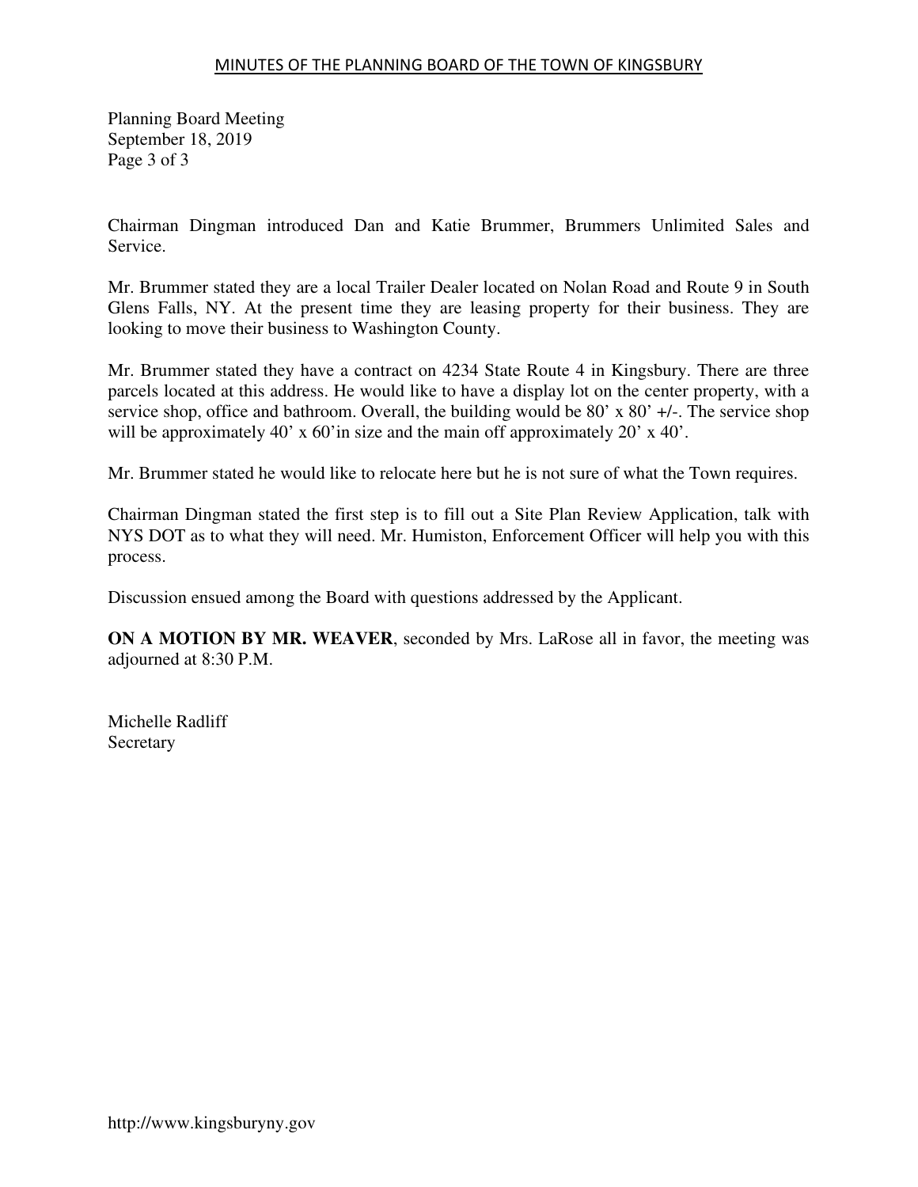Chairman Dingman introduced Dan and Katie Brummer, Brummers Unlimited Sales and Service.

Mr. Brummer stated they are a local Trailer Dealer located on Nolan Road and Route 9 in South Glens Falls, NY. At the present time they are leasing property for their business. They are looking to move their business to Washington County.

Mr. Brummer stated they have a contract on 4234 State Route 4 in Kingsbury. There are three parcels located at this address. He would like to have a display lot on the center property, with a service shop, office and bathroom. Overall, the building would be 80' x 80' +/-. The service shop will be approximately 40' x 60'in size and the main off approximately 20' x 40'.

Mr. Brummer stated he would like to relocate here but he is not sure of what the Town requires.

Chairman Dingman stated the first step is to fill out a Site Plan Review Application, talk with NYS DOT as to what they will need. Mr. Humiston, Enforcement Officer will help you with this process.

Discussion ensued among the Board with questions addressed by the Applicant.

**ON A MOTION BY MR. WEAVER**, seconded by Mrs. LaRose all in favor, the meeting was adjourned at 8:30 P.M.

Michelle Radliff
Secretary